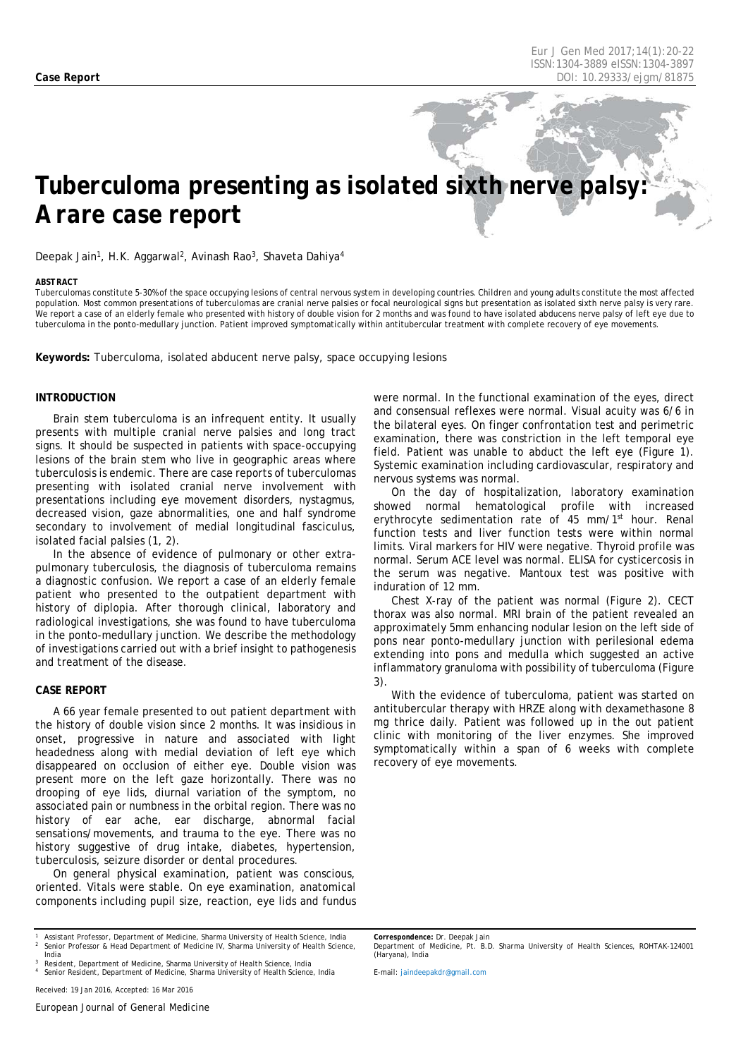**Case Report**

# Tuberculoma presenting as isolated sixth nerve palsy: A rare case report

Deepak Jain[1], H.K. Aggarwal[2], Avinash Rao[3], Shaveta Dahiya[4]

**ABSTRACT**

Tuberculomas constitute 5-30% of the space occupying lesions of central nervous system in developing countries. Children and young adults constitute the most affected population. Most common presentations of tuberculomas are cranial nerve palsies or focal neurological signs but presentation as isolated sixth nerve palsy is very rare. We report a case of an elderly female who presented with history of double vision for 2 months and was found to have isolated abducens nerve palsy of left eye due to tuberculoma in the ponto-medullary junction. Patient improved symptomatically within antitubercular treatment with complete recovery of eye movements.

**Keywords:** Tuberculoma, isolated abducent nerve palsy, space occupying lesions

## INTRODUCTION

Brain stem tuberculoma is an infrequent entity. It usually presents with multiple cranial nerve palsies and long tract signs. It should be suspected in patients with space-occupying lesions of the brain stem who live in geographic areas where tuberculosis is endemic. There are case reports of tuberculomas presenting with isolated cranial nerve involvement with presentations including eye movement disorders, nystagmus, decreased vision, gaze abnormalities, one and half syndrome secondary to involvement of medial longitudinal fasciculus, isolated facial palsies (1, 2).

In the absence of evidence of pulmonary or other extra-pulmonary tuberculosis, the diagnosis of tuberculoma remains a diagnostic confusion. We report a case of an elderly female patient who presented to the outpatient department with history of diplopia. After thorough clinical, laboratory and radiological investigations, she was found to have tuberculoma in the ponto-medullary junction. We describe the methodology of investigations carried out with a brief insight to pathogenesis and treatment of the disease.

## CASE REPORT

A 66 year female presented to out patient department with the history of double vision since 2 months. It was insidious in onset, progressive in nature and associated with light headedness along with medial deviation of left eye which disappeared on occlusion of either eye. Double vision was present more on the left gaze horizontally. There was no drooping of eye lids, diurnal variation of the symptom, no associated pain or numbness in the orbital region. There was no history of ear ache, ear discharge, abnormal facial sensations/movements, and trauma to the eye. There was no history suggestive of drug intake, diabetes, hypertension, tuberculosis, seizure disorder or dental procedures.

On general physical examination, patient was conscious, oriented. Vitals were stable. On eye examination, anatomical components including pupil size, reaction, eye lids and fundus were normal. In the functional examination of the eyes, direct and consensual reflexes were normal. Visual acuity was 6/6 in the bilateral eyes. On finger confrontation test and perimetric examination, there was constriction in the left temporal eye field. Patient was unable to abduct the left eye (Figure 1). Systemic examination including cardiovascular, respiratory and nervous systems was normal.

On the day of hospitalization, laboratory examination showed normal hematological profile with increased erythrocyte sedimentation rate of 45 mm/1st hour. Renal function tests and liver function tests were within normal limits. Viral markers for HIV were negative. Thyroid profile was normal. Serum ACE level was normal. ELISA for cysticercosis in the serum was negative. Mantoux test was positive with induration of 12 mm.

Chest X-ray of the patient was normal (Figure 2). CECT thorax was also normal. MRI brain of the patient revealed an approximately 5mm enhancing nodular lesion on the left side of pons near ponto-medullary junction with perilesional edema extending into pons and medulla which suggested an active inflammatory granuloma with possibility of tuberculoma (Figure 3).

With the evidence of tuberculoma, patient was started on antitubercular therapy with HRZE along with dexamethasone 8 mg thrice daily. Patient was followed up in the out patient clinic with monitoring of the liver enzymes. She improved symptomatically within a span of 6 weeks with complete recovery of eye movements.

---

[1] Assistant Professor, Department of Medicine, Sharma University of Health Science, India
[2] Senior Professor & Head Department of Medicine IV, Sharma University of Health Science, India
[3] Resident, Department of Medicine, Sharma University of Health Science, India
[4] Senior Resident, Department of Medicine, Sharma University of Health Science, India

Received: 19 Jan 2016, Accepted: 16 Mar 2016

**Correspondence:** Dr. Deepak Jain
Department of Medicine, Pt. B.D. Sharma University of Health Sciences, ROHTAK-124001 (Haryana), India

E-mail: jaindeepakdr@gmail.com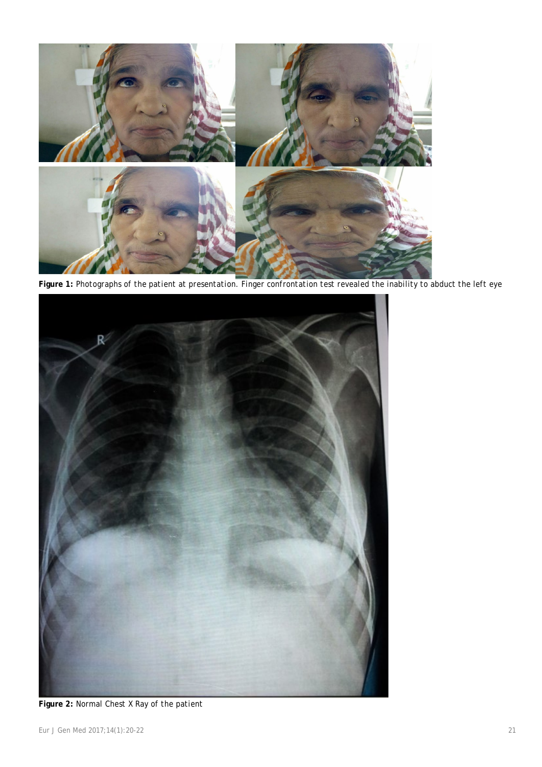**Figure 1:** Photographs of the patient at presentation. Finger confrontation test revealed the inability to abduct the left eye

**Figure 2:** Normal Chest X Ray of the patient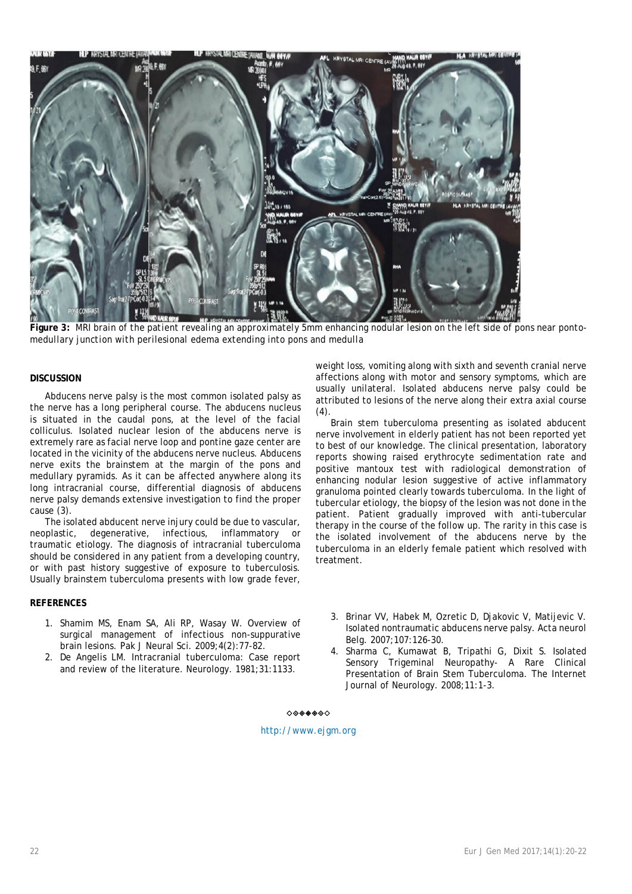**Figure 3:** *MRI brain of the patient revealing an approximately 5mm enhancing nodular lesion on the left side of pons near ponto-medullary junction with perilesional edema extending into pons and medulla*

## DISCUSSION

Abducens nerve palsy is the most common isolated palsy as the nerve has a long peripheral course. The abducens nucleus is situated in the caudal pons, at the level of the facial colliculus. Isolated nuclear lesion of the abducens nerve is extremely rare as facial nerve loop and pontine gaze center are located in the vicinity of the abducens nerve nucleus. Abducens nerve exits the brainstem at the margin of the pons and medullary pyramids. As it can be affected anywhere along its long intracranial course, differential diagnosis of abducens nerve palsy demands extensive investigation to find the proper cause (3).

The isolated abducent nerve injury could be due to vascular, neoplastic, degenerative, infectious, inflammatory or traumatic etiology. The diagnosis of intracranial tuberculoma should be considered in any patient from a developing country, or with past history suggestive of exposure to tuberculosis. Usually brainstem tuberculoma presents with low grade fever, weight loss, vomiting along with sixth and seventh cranial nerve affections along with motor and sensory symptoms, which are usually unilateral. Isolated abducens nerve palsy could be attributed to lesions of the nerve along their extra axial course (4).

Brain stem tuberculoma presenting as isolated abducent nerve involvement in elderly patient has not been reported yet to best of our knowledge. The clinical presentation, laboratory reports showing raised erythrocyte sedimentation rate and positive mantoux test with radiological demonstration of enhancing nodular lesion suggestive of active inflammatory granuloma pointed clearly towards tuberculoma. In the light of tubercular etiology, the biopsy of the lesion was not done in the patient. Patient gradually improved with anti-tubercular therapy in the course of the follow up. The rarity in this case is the isolated involvement of the abducens nerve by the tuberculoma in an elderly female patient which resolved with treatment.

## REFERENCES

1. Shamim MS, Enam SA, Ali RP, Wasay W. Overview of surgical management of infectious non-suppurative brain lesions. Pak J Neural Sci. 2009;4(2):77-82.
2. De Angelis LM. Intracranial tuberculoma: Case report and review of the literature. Neurology. 1981;31:1133.
3. Brinar VV, Habek M, Ozretic D, Djakovic V, Matijevic V. Isolated nontraumatic abducens nerve palsy. Acta neurol Belg. 2007;107:126-30.
4. Sharma C, Kumawat B, Tripathi G, Dixit S. Isolated Sensory Trigeminal Neuropathy- A Rare Clinical Presentation of Brain Stem Tuberculoma. The Internet Journal of Neurology. 2008;11:1-3.

◇◇◆◆◆◇◇

http://www.ejgm.org